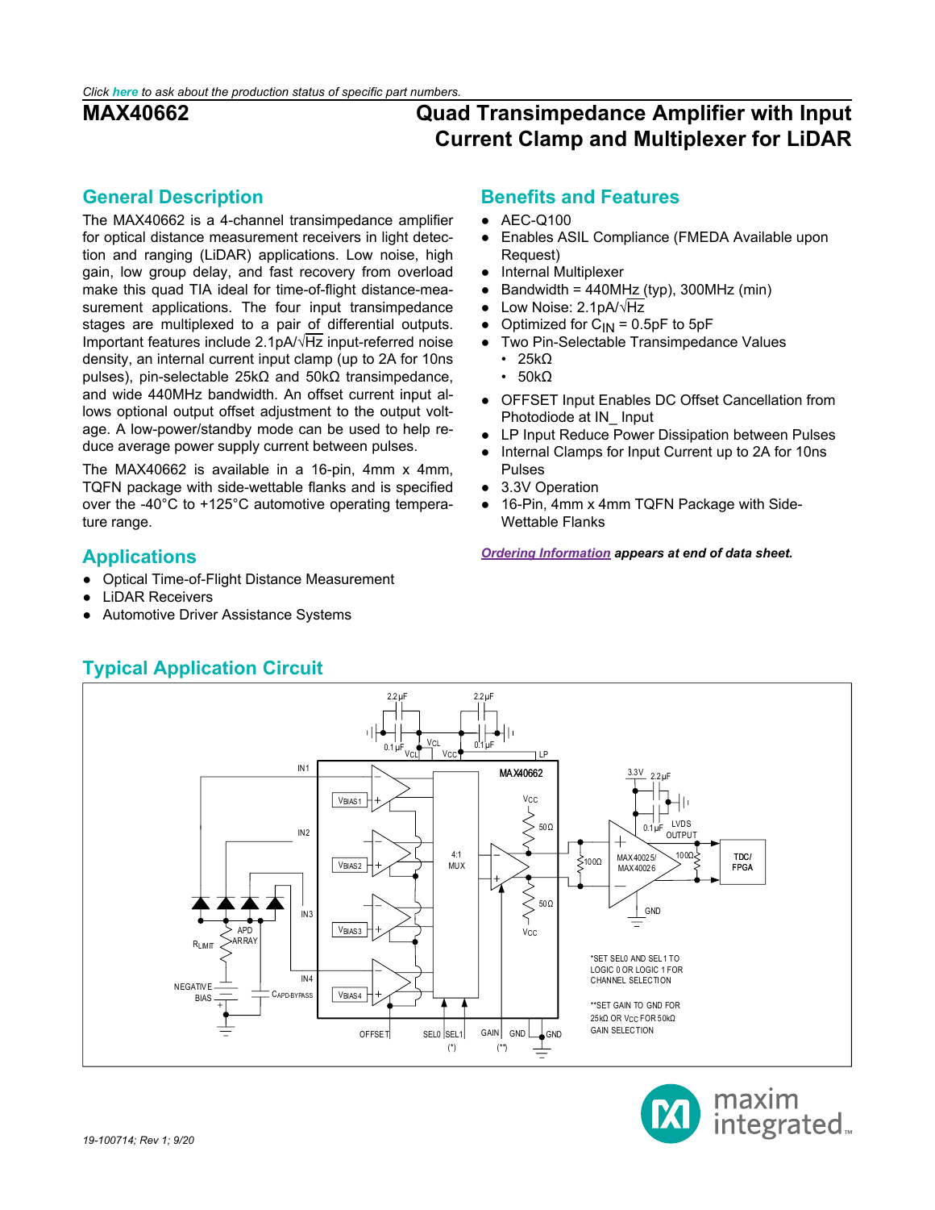Click here to ask about the production status of specific part numbers.

# MAX40662

## Quad Transimpedance Amplifier with Input Current Clamp and Multiplexer for LiDAR

## General Description

The MAX40662 is a 4-channel transimpedance amplifier for optical distance measurement receivers in light detection and ranging (LiDAR) applications. Low noise, high gain, low group delay, and fast recovery from overload make this quad TIA ideal for time-of-flight distance-measurement applications. The four input transimpedance stages are multiplexed to a pair of differential outputs. Important features include 2.1pA/√Hz input-referred noise density, an internal current input clamp (up to 2A for 10ns pulses), pin-selectable 25kΩ and 50kΩ transimpedance, and wide 440MHz bandwidth. An offset current input allows optional output offset adjustment to the output voltage. A low-power/standby mode can be used to help reduce average power supply current between pulses.

The MAX40662 is available in a 16-pin, 4mm x 4mm, TQFN package with side-wettable flanks and is specified over the -40°C to +125°C automotive operating temperature range.

## Applications

- Optical Time-of-Flight Distance Measurement
- LiDAR Receivers
- Automotive Driver Assistance Systems

## Benefits and Features

- AEC-Q100
- Enables ASIL Compliance (FMEDA Available upon Request)
- Internal Multiplexer
- Bandwidth = 440MHz (typ), 300MHz (min)
- Low Noise: 2.1pA/√Hz
- Optimized for $C_{IN}$ = 0.5pF to 5pF
- Two Pin-Selectable Transimpedance Values
  - 25kΩ
  - 50kΩ
- OFFSET Input Enables DC Offset Cancellation from Photodiode at IN_ Input
- LP Input Reduce Power Dissipation between Pulses
- Internal Clamps for Input Current up to 2A for 10ns Pulses
- 3.3V Operation
- 16-Pin, 4mm x 4mm TQFN Package with Side-Wettable Flanks

*Ordering Information appears at end of data sheet.*

## Typical Application Circuit

*SET SEL0 AND SEL1 TO LOGIC 0 OR LOGIC 1 FOR CHANNEL SELECTION

**SET GAIN TO GND FOR 25kΩ OR VCC FOR 50kΩ GAIN SELECTION

19-100714; Rev 1; 9/20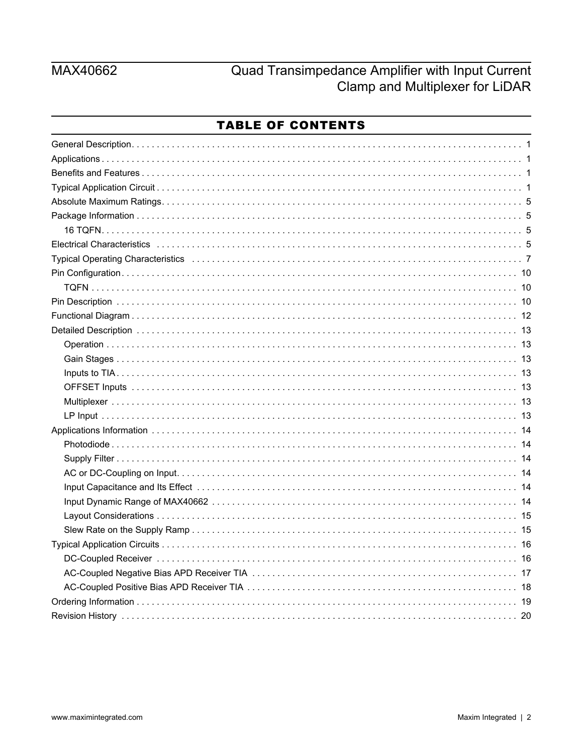## TABLE OF CONTENTS

General Description . . . . . . . . . . . . . . . . . . . . . . . . . . . . . . . . . . . . . . . . . . . . . . . . . . . . . . . . . . . . . . . . . . . . . . . . 1
Applications . . . . . . . . . . . . . . . . . . . . . . . . . . . . . . . . . . . . . . . . . . . . . . . . . . . . . . . . . . . . . . . . . . . . . . . . . . . . . 1
Benefits and Features . . . . . . . . . . . . . . . . . . . . . . . . . . . . . . . . . . . . . . . . . . . . . . . . . . . . . . . . . . . . . . . . . . . . . 1
Typical Application Circuit . . . . . . . . . . . . . . . . . . . . . . . . . . . . . . . . . . . . . . . . . . . . . . . . . . . . . . . . . . . . . . . . . 1
Absolute Maximum Ratings . . . . . . . . . . . . . . . . . . . . . . . . . . . . . . . . . . . . . . . . . . . . . . . . . . . . . . . . . . . . . . . . 5
Package Information . . . . . . . . . . . . . . . . . . . . . . . . . . . . . . . . . . . . . . . . . . . . . . . . . . . . . . . . . . . . . . . . . . . . . . 5
  16 TQFN . . . . . . . . . . . . . . . . . . . . . . . . . . . . . . . . . . . . . . . . . . . . . . . . . . . . . . . . . . . . . . . . . . . . . . . . . . . . . . 5
Electrical Characteristics . . . . . . . . . . . . . . . . . . . . . . . . . . . . . . . . . . . . . . . . . . . . . . . . . . . . . . . . . . . . . . . . . . 5
Typical Operating Characteristics . . . . . . . . . . . . . . . . . . . . . . . . . . . . . . . . . . . . . . . . . . . . . . . . . . . . . . . . . . . 7
Pin Configuration . . . . . . . . . . . . . . . . . . . . . . . . . . . . . . . . . . . . . . . . . . . . . . . . . . . . . . . . . . . . . . . . . . . . . . . . 10
  TQFN . . . . . . . . . . . . . . . . . . . . . . . . . . . . . . . . . . . . . . . . . . . . . . . . . . . . . . . . . . . . . . . . . . . . . . . . . . . . . . . . 10
Pin Description . . . . . . . . . . . . . . . . . . . . . . . . . . . . . . . . . . . . . . . . . . . . . . . . . . . . . . . . . . . . . . . . . . . . . . . . . 10
Functional Diagram . . . . . . . . . . . . . . . . . . . . . . . . . . . . . . . . . . . . . . . . . . . . . . . . . . . . . . . . . . . . . . . . . . . . . . 12
Detailed Description . . . . . . . . . . . . . . . . . . . . . . . . . . . . . . . . . . . . . . . . . . . . . . . . . . . . . . . . . . . . . . . . . . . . . 13
  Operation . . . . . . . . . . . . . . . . . . . . . . . . . . . . . . . . . . . . . . . . . . . . . . . . . . . . . . . . . . . . . . . . . . . . . . . . . . . . . 13
  Gain Stages . . . . . . . . . . . . . . . . . . . . . . . . . . . . . . . . . . . . . . . . . . . . . . . . . . . . . . . . . . . . . . . . . . . . . . . . . . . 13
  Inputs to TIA . . . . . . . . . . . . . . . . . . . . . . . . . . . . . . . . . . . . . . . . . . . . . . . . . . . . . . . . . . . . . . . . . . . . . . . . . . 13
  OFFSET Inputs . . . . . . . . . . . . . . . . . . . . . . . . . . . . . . . . . . . . . . . . . . . . . . . . . . . . . . . . . . . . . . . . . . . . . . . . 13
  Multiplexer . . . . . . . . . . . . . . . . . . . . . . . . . . . . . . . . . . . . . . . . . . . . . . . . . . . . . . . . . . . . . . . . . . . . . . . . . . . . 13
  LP Input . . . . . . . . . . . . . . . . . . . . . . . . . . . . . . . . . . . . . . . . . . . . . . . . . . . . . . . . . . . . . . . . . . . . . . . . . . . . . . 13
Applications Information . . . . . . . . . . . . . . . . . . . . . . . . . . . . . . . . . . . . . . . . . . . . . . . . . . . . . . . . . . . . . . . . . 14
  Photodiode . . . . . . . . . . . . . . . . . . . . . . . . . . . . . . . . . . . . . . . . . . . . . . . . . . . . . . . . . . . . . . . . . . . . . . . . . . . . 14
  Supply Filter . . . . . . . . . . . . . . . . . . . . . . . . . . . . . . . . . . . . . . . . . . . . . . . . . . . . . . . . . . . . . . . . . . . . . . . . . . . 14
  AC or DC-Coupling on Input . . . . . . . . . . . . . . . . . . . . . . . . . . . . . . . . . . . . . . . . . . . . . . . . . . . . . . . . . . . . . . 14
  Input Capacitance and Its Effect . . . . . . . . . . . . . . . . . . . . . . . . . . . . . . . . . . . . . . . . . . . . . . . . . . . . . . . . . . 14
  Input Dynamic Range of MAX40662 . . . . . . . . . . . . . . . . . . . . . . . . . . . . . . . . . . . . . . . . . . . . . . . . . . . . . . . 14
  Layout Considerations . . . . . . . . . . . . . . . . . . . . . . . . . . . . . . . . . . . . . . . . . . . . . . . . . . . . . . . . . . . . . . . . . . 15
  Slew Rate on the Supply Ramp . . . . . . . . . . . . . . . . . . . . . . . . . . . . . . . . . . . . . . . . . . . . . . . . . . . . . . . . . . . 15
Typical Application Circuits . . . . . . . . . . . . . . . . . . . . . . . . . . . . . . . . . . . . . . . . . . . . . . . . . . . . . . . . . . . . . . . 16
  DC-Coupled Receiver . . . . . . . . . . . . . . . . . . . . . . . . . . . . . . . . . . . . . . . . . . . . . . . . . . . . . . . . . . . . . . . . . . . 16
  AC-Coupled Negative Bias APD Receiver TIA . . . . . . . . . . . . . . . . . . . . . . . . . . . . . . . . . . . . . . . . . . . . . . . 17
  AC-Coupled Positive Bias APD Receiver TIA . . . . . . . . . . . . . . . . . . . . . . . . . . . . . . . . . . . . . . . . . . . . . . . . 18
Ordering Information . . . . . . . . . . . . . . . . . . . . . . . . . . . . . . . . . . . . . . . . . . . . . . . . . . . . . . . . . . . . . . . . . . . . . 19
Revision History . . . . . . . . . . . . . . . . . . . . . . . . . . . . . . . . . . . . . . . . . . . . . . . . . . . . . . . . . . . . . . . . . . . . . . . . 20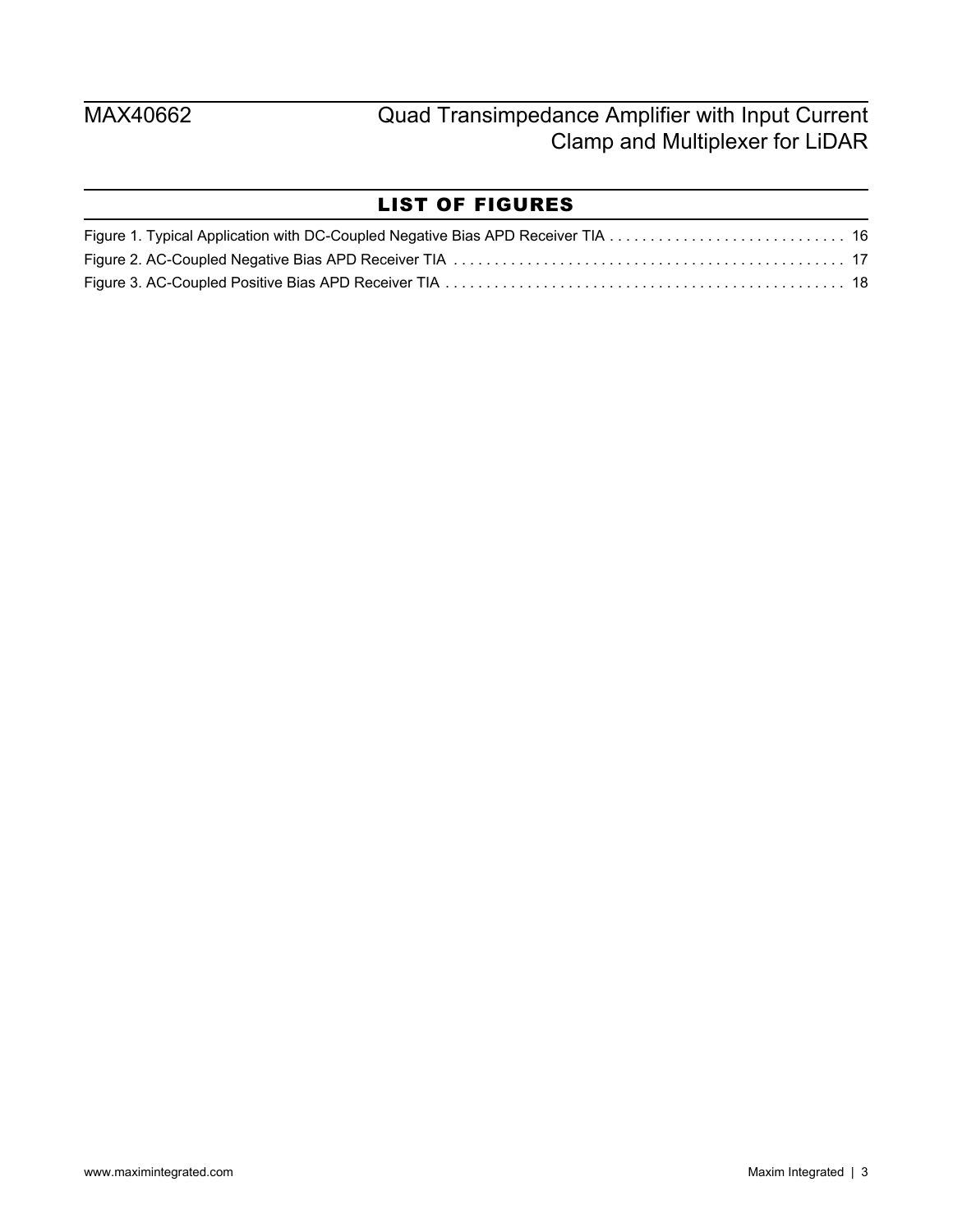## LIST OF FIGURES

Figure 1. Typical Application with DC-Coupled Negative Bias APD Receiver TIA . . . . . . . . . . . . . . . . . . . . . . . . . . . . . 16
Figure 2. AC-Coupled Negative Bias APD Receiver TIA . . . . . . . . . . . . . . . . . . . . . . . . . . . . . . . . . . . . . . . . . . . . . . . . . 17
Figure 3. AC-Coupled Positive Bias APD Receiver TIA . . . . . . . . . . . . . . . . . . . . . . . . . . . . . . . . . . . . . . . . . . . . . . . . . 18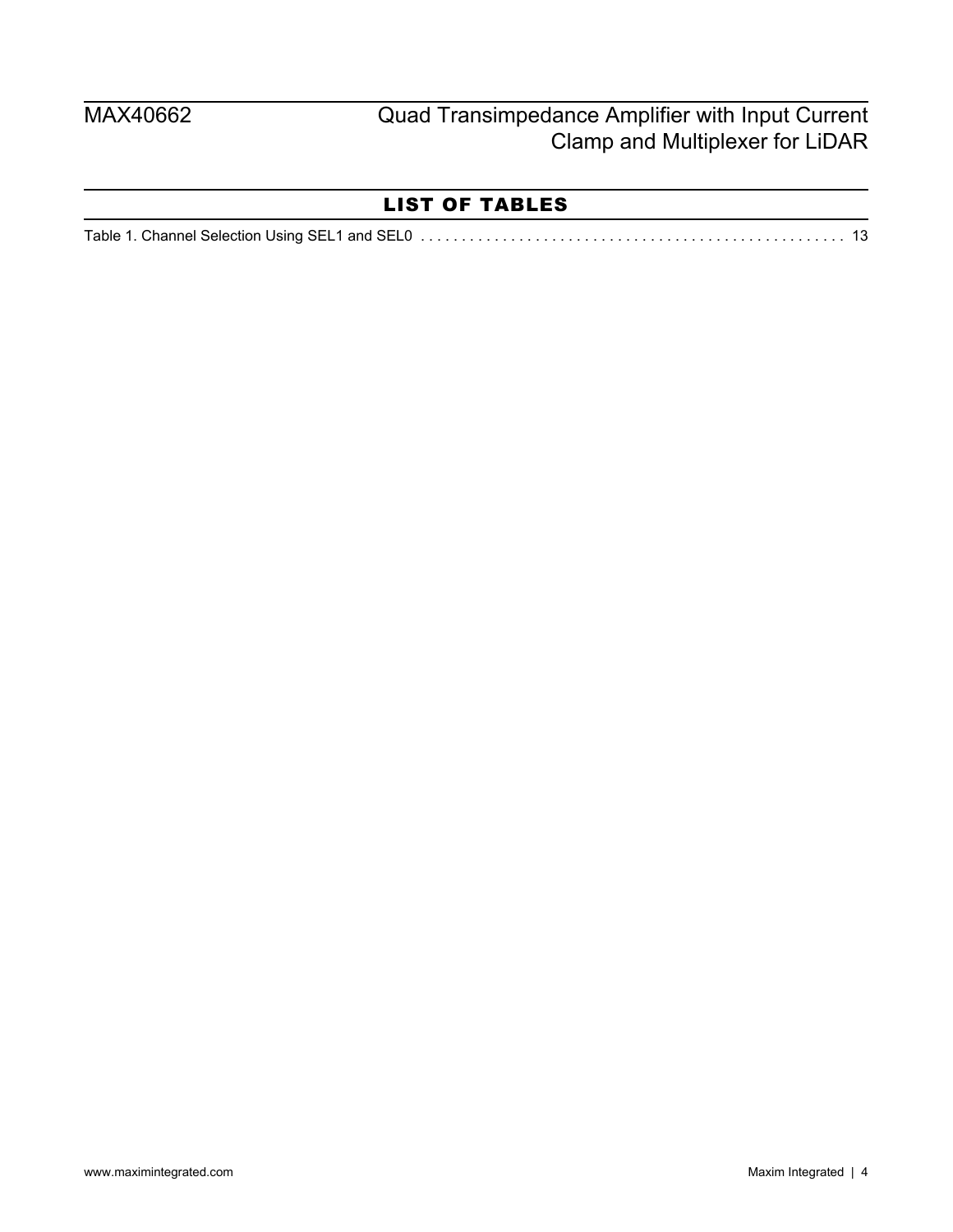## LIST OF TABLES

Table 1. Channel Selection Using SEL1 and SEL0 . . . . . . . . . . . . . . . . . . . . . . . . . . . . . . . . . . . . . . . . . . . . . . . . . . . 13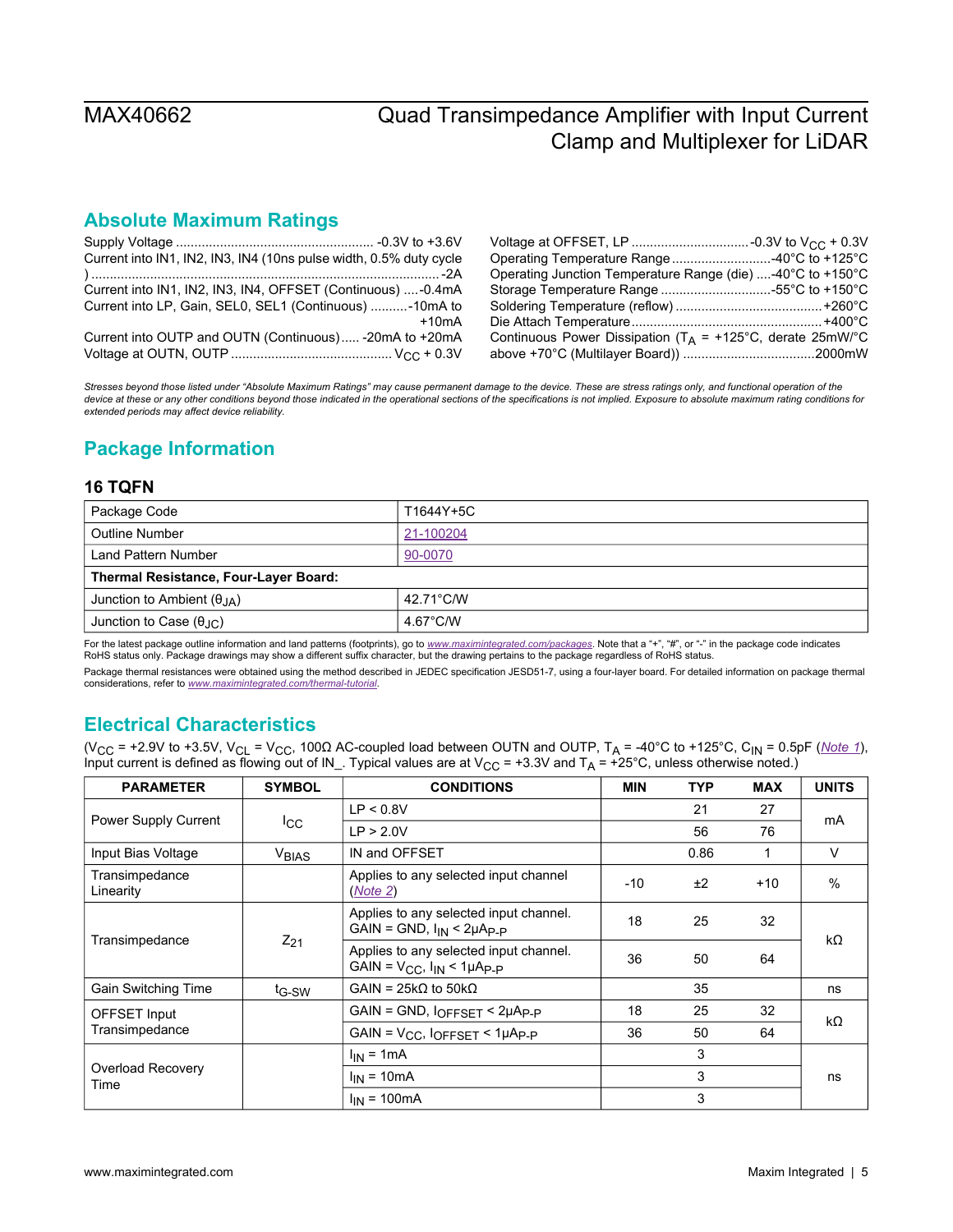## Absolute Maximum Ratings

Supply Voltage ..................................................... -0.3V to +3.6V
Current into IN1, IN2, IN3, IN4 (10ns pulse width, 0.5% duty cycle) ............................................................................................ -2A
Current into IN1, IN2, IN3, IN4, OFFSET (Continuous) ....-0.4mA
Current into LP, Gain, SEL0, SEL1 (Continuous) ..........-10mA to +10mA
Current into OUTP and OUTN (Continuous)..... -20mA to +20mA
Voltage at OUTN, OUTP ........................................... $V_{CC}$ + 0.3V
Voltage at OFFSET, LP ................................-0.3V to $V_{CC}$ + 0.3V
Operating Temperature Range...........................-40°C to +125°C
Operating Junction Temperature Range (die) ....-40°C to +150°C
Storage Temperature Range ..............................-55°C to +150°C
Soldering Temperature (reflow) ........................................+260°C
Die Attach Temperature...................................................+400°C
Continuous Power Dissipation ($T_A$ = +125°C, derate 25mW/°C above +70°C (Multilayer Board)) ....................................2000mW

*Stresses beyond those listed under "Absolute Maximum Ratings" may cause permanent damage to the device. These are stress ratings only, and functional operation of the device at these or any other conditions beyond those indicated in the operational sections of the specifications is not implied. Exposure to absolute maximum rating conditions for extended periods may affect device reliability.*

## Package Information

### 16 TQFN

| Package Code | T1644Y+5C |
|---|---|
| Outline Number | 21-100204 |
| Land Pattern Number | 90-0070 |
| **Thermal Resistance, Four-Layer Board:** | |
| Junction to Ambient ($θ_{JA}$) | 42.71°C/W |
| Junction to Case ($θ_{JC}$) | 4.67°C/W |

For the latest package outline information and land patterns (footprints), go to *www.maximintegrated.com/packages*. Note that a "+", "#", or "-" in the package code indicates RoHS status only. Package drawings may show a different suffix character, but the drawing pertains to the package regardless of RoHS status.

Package thermal resistances were obtained using the method described in JEDEC specification JESD51-7, using a four-layer board. For detailed information on package thermal considerations, refer to *www.maximintegrated.com/thermal-tutorial*.

## Electrical Characteristics

($V_{CC}$ = +2.9V to +3.5V, $V_{CL}$ = $V_{CC}$, 100Ω AC-coupled load between OUTN and OUTP, $T_A$ = -40°C to +125°C, $C_{IN}$ = 0.5pF (Note 1), Input current is defined as flowing out of IN_. Typical values are at $V_{CC}$ = +3.3V and $T_A$ = +25°C, unless otherwise noted.)

| PARAMETER | SYMBOL | CONDITIONS | MIN | TYP | MAX | UNITS |
|---|---|---|---|---|---|---|
| Power Supply Current | $I_{CC}$ | LP < 0.8V | | 21 | 27 | mA |
| | | LP > 2.0V | | 56 | 76 | |
| Input Bias Voltage | $V_{BIAS}$ | IN and OFFSET | | 0.86 | 1 | V |
| Transimpedance Linearity | | Applies to any selected input channel (Note 2) | -10 | ±2 | +10 | % |
| Transimpedance | $Z_{21}$ | Applies to any selected input channel. GAIN = GND, $I_{IN}$ < 2µ$A_{P-P}$ | 18 | 25 | 32 | kΩ |
| | | Applies to any selected input channel. GAIN = $V_{CC}$, $I_{IN}$ < 1µ$A_{P-P}$ | 36 | 50 | 64 | |
| Gain Switching Time | $t_{G-SW}$ | GAIN = 25kΩ to 50kΩ | | 35 | | ns |
| OFFSET Input Transimpedance | | GAIN = GND, $I_{OFFSET}$ < 2µ$A_{P-P}$ | 18 | 25 | 32 | kΩ |
| | | GAIN = $V_{CC}$, $I_{OFFSET}$ < 1µ$A_{P-P}$ | 36 | 50 | 64 | |
| Overload Recovery Time | | $I_{IN}$ = 1mA | | 3 | | ns |
| | | $I_{IN}$ = 10mA | | 3 | | |
| | | $I_{IN}$ = 100mA | | 3 | | |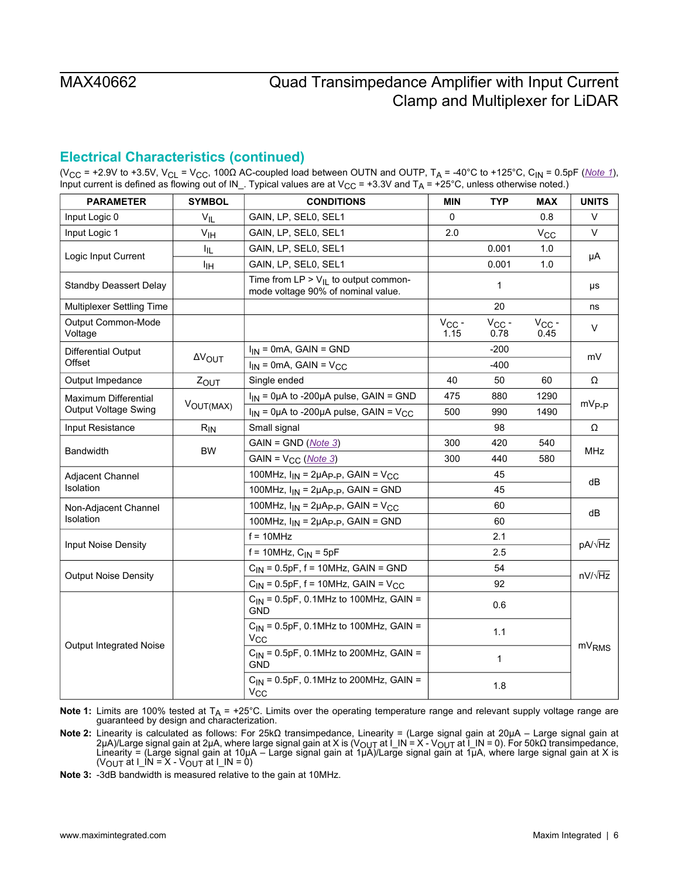## Electrical Characteristics (continued)

($V_{CC}$ = +2.9V to +3.5V, $V_{CL}$ = $V_{CC}$, 100Ω AC-coupled load between OUTN and OUTP, $T_A$ = -40°C to +125°C, $C_{IN}$ = 0.5pF (Note 1), Input current is defined as flowing out of IN_. Typical values are at $V_{CC}$ = +3.3V and $T_A$ = +25°C, unless otherwise noted.)

| PARAMETER | SYMBOL | CONDITIONS | MIN | TYP | MAX | UNITS |
|---|---|---|---|---|---|---|
| Input Logic 0 | $V_{IL}$ | GAIN, LP, SEL0, SEL1 | 0 | | 0.8 | V |
| Input Logic 1 | $V_{IH}$ | GAIN, LP, SEL0, SEL1 | 2.0 | | $V_{CC}$ | V |
| Logic Input Current | $I_{IL}$ | GAIN, LP, SEL0, SEL1 | | 0.001 | 1.0 | µA |
| | $I_{IH}$ | GAIN, LP, SEL0, SEL1 | | 0.001 | 1.0 | |
| Standby Deassert Delay | | Time from LP > $V_{IL}$ to output common-mode voltage 90% of nominal value. | | 1 | | µs |
| Multiplexer Settling Time | | | | 20 | | ns |
| Output Common-Mode Voltage | | | $V_{CC}$ - 1.15 | $V_{CC}$ - 0.78 | $V_{CC}$ - 0.45 | V |
| Differential Output Offset | $\Delta V_{OUT}$ | $I_{IN}$ = 0mA, GAIN = GND | | -200 | | mV |
| | | $I_{IN}$ = 0mA, GAIN = $V_{CC}$ | | -400 | | |
| Output Impedance | $Z_{OUT}$ | Single ended | 40 | 50 | 60 | Ω |
| Maximum Differential Output Voltage Swing | $V_{OUT(MAX)}$ | $I_{IN}$ = 0µA to -200µA pulse, GAIN = GND | 475 | 880 | 1290 | $mV_{P-P}$ |
| | | $I_{IN}$ = 0µA to -200µA pulse, GAIN = $V_{CC}$ | 500 | 990 | 1490 | |
| Input Resistance | $R_{IN}$ | Small signal | | 98 | | Ω |
| Bandwidth | BW | GAIN = GND (Note 3) | 300 | 420 | 540 | MHz |
| | | GAIN = $V_{CC}$ (Note 3) | 300 | 440 | 580 | |
| Adjacent Channel Isolation | | 100MHz, $I_{IN}$ = 2µ$A_{P-P}$, GAIN = $V_{CC}$ | | 45 | | dB |
| | | 100MHz, $I_{IN}$ = 2µ$A_{P-P}$, GAIN = GND | | 45 | | |
| Non-Adjacent Channel Isolation | | 100MHz, $I_{IN}$ = 2µ$A_{P-P}$, GAIN = $V_{CC}$ | | 60 | | dB |
| | | 100MHz, $I_{IN}$ = 2µ$A_{P-P}$, GAIN = GND | | 60 | | |
| Input Noise Density | | f = 10MHz | | 2.1 | | pA/√Hz |
| | | f = 10MHz, $C_{IN}$ = 5pF | | 2.5 | | |
| Output Noise Density | | $C_{IN}$ = 0.5pF, f = 10MHz, GAIN = GND | | 54 | | nV/√Hz |
| | | $C_{IN}$ = 0.5pF, f = 10MHz, GAIN = $V_{CC}$ | | 92 | | |
| Output Integrated Noise | | $C_{IN}$ = 0.5pF, 0.1MHz to 100MHz, GAIN = GND | | 0.6 | | $mV_{RMS}$ |
| | | $C_{IN}$ = 0.5pF, 0.1MHz to 100MHz, GAIN = $V_{CC}$ | | 1.1 | | |
| | | $C_{IN}$ = 0.5pF, 0.1MHz to 200MHz, GAIN = GND | | 1 | | |
| | | $C_{IN}$ = 0.5pF, 0.1MHz to 200MHz, GAIN = $V_{CC}$ | | 1.8 | | |

**Note 1:** Limits are 100% tested at $T_A$ = +25°C. Limits over the operating temperature range and relevant supply voltage range are guaranteed by design and characterization.

**Note 2:** Linearity is calculated as follows: For 25kΩ transimpedance, Linearity = (Large signal gain at 20µA – Large signal gain at 2µA)/Large signal gain at 2µA, where large signal gain at X is ($V_{OUT}$ at I_IN = X - $V_{OUT}$ at I_IN = 0). For 50kΩ transimpedance, Linearity = (Large signal gain at 10µA – Large signal gain at 1µA)/Large signal gain at 1µA, where large signal gain at X is ($V_{OUT}$ at I_IN = X - $V_{OUT}$ at I_IN = 0)

**Note 3:** -3dB bandwidth is measured relative to the gain at 10MHz.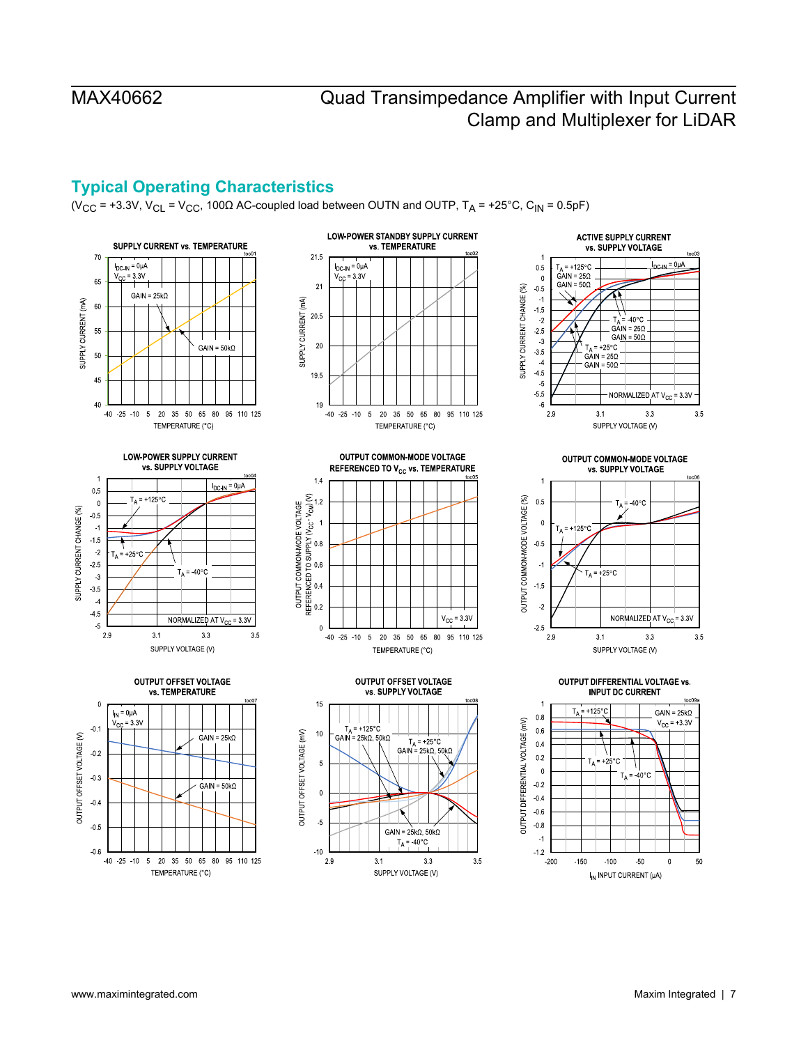## Typical Operating Characteristics

($V_{CC}$ = +3.3V, $V_{CL}$ = $V_{CC}$, 100Ω AC-coupled load between OUTN and OUTP, $T_A$ = +25°C, $C_{IN}$ = 0.5pF)

**SUPPLY CURRENT vs. TEMPERATURE** (toc01)

$I_{DC\text{-}IN}$ = 0µA, $V_{CC}$ = 3.3V; GAIN = 25kΩ, GAIN = 50kΩ. Y-axis: SUPPLY CURRENT (mA), 40 to 70. X-axis: TEMPERATURE (°C), -40 to 125.

**LOW-POWER STANDBY SUPPLY CURRENT vs. TEMPERATURE** (toc02)

$I_{DC\text{-}IN}$ = 0µA, $V_{CC}$ = 3.3V. Y-axis: SUPPLY CURRENT (mA), 19 to 21.5. X-axis: TEMPERATURE (°C), -40 to 125.

**ACTIVE SUPPLY CURRENT vs. SUPPLY VOLTAGE** (toc03)

$I_{DC\text{-}IN}$ = 0µA; $T_A$ = +125°C, GAIN = 25Ω, GAIN = 50Ω; $T_A$ = -40°C, GAIN = 25Ω, GAIN = 50Ω; $T_A$ = +25°C, GAIN = 25Ω, GAIN = 50Ω; NORMALIZED AT $V_{CC}$ = 3.3V. Y-axis: SUPPLY CURRENT CHANGE (%), -6 to 1. X-axis: SUPPLY VOLTAGE (V), 2.9 to 3.5.

**LOW-POWER SUPPLY CURRENT vs. SUPPLY VOLTAGE** (toc04)

$I_{DC\text{-}IN}$ = 0µA; $T_A$ = +125°C; $T_A$ = +25°C; $T_A$ = -40°C; NORMALIZED AT $V_{CC}$ = 3.3V. Y-axis: SUPPLY CURRENT CHANGE (%), -5 to 1. X-axis: SUPPLY VOLTAGE (V), 2.9 to 3.5.

**OUTPUT COMMON-MODE VOLTAGE REFERENCED TO $V_{CC}$ vs. TEMPERATURE** (toc05)

$V_{CC}$ = 3.3V. Y-axis: OUTPUT COMMON-MODE VOLTAGE REFERENCED TO SUPPLY ($V_{CC}$ - $V_{CM}$) (V), 0 to 1.4. X-axis: TEMPERATURE (°C), -40 to 125.

**OUTPUT COMMON-MODE VOLTAGE vs. SUPPLY VOLTAGE** (toc06)

$T_A$ = -40°C; $T_A$ = +125°C; $T_A$ = +25°C; NORMALIZED AT $V_{CC}$ = 3.3V. Y-axis: OUTPUT COMMON-MODE VOLTAGE (%), -2.5 to 1. X-axis: SUPPLY VOLTAGE (V), 2.9 to 3.5.

**OUTPUT OFFSET VOLTAGE vs. TEMPERATURE** (toc07)

$I_{IN}$ = 0µA, $V_{CC}$ = 3.3V; GAIN = 25kΩ; GAIN = 50kΩ. Y-axis: OUTPUT OFFSET VOLTAGE (V), -0.6 to 0. X-axis: TEMPERATURE (°C), -40 to 125.

**OUTPUT OFFSET VOLTAGE vs. SUPPLY VOLTAGE** (toc08)

$T_A$ = +125°C, GAIN = 25kΩ, 50kΩ; $T_A$ = +25°C, GAIN = 25kΩ, 50kΩ; GAIN = 25kΩ, 50kΩ, $T_A$ = -40°C. Y-axis: OUTPUT OFFSET VOLTAGE (mV), -10 to 15. X-axis: SUPPLY VOLTAGE (V), 2.9 to 3.5.

**OUTPUT DIFFERENTIAL VOLTAGE vs. INPUT DC CURRENT** (toc09a)

GAIN = 25kΩ, $V_{CC}$ = +3.3V; $T_A$ = +125°C; $T_A$ = +25°C; $T_A$ = -40°C. Y-axis: OUTPUT DIFFERENTIAL VOLTAGE (mV), -1.2 to 1. X-axis: $I_{IN}$ INPUT CURRENT (µA), -200 to 50.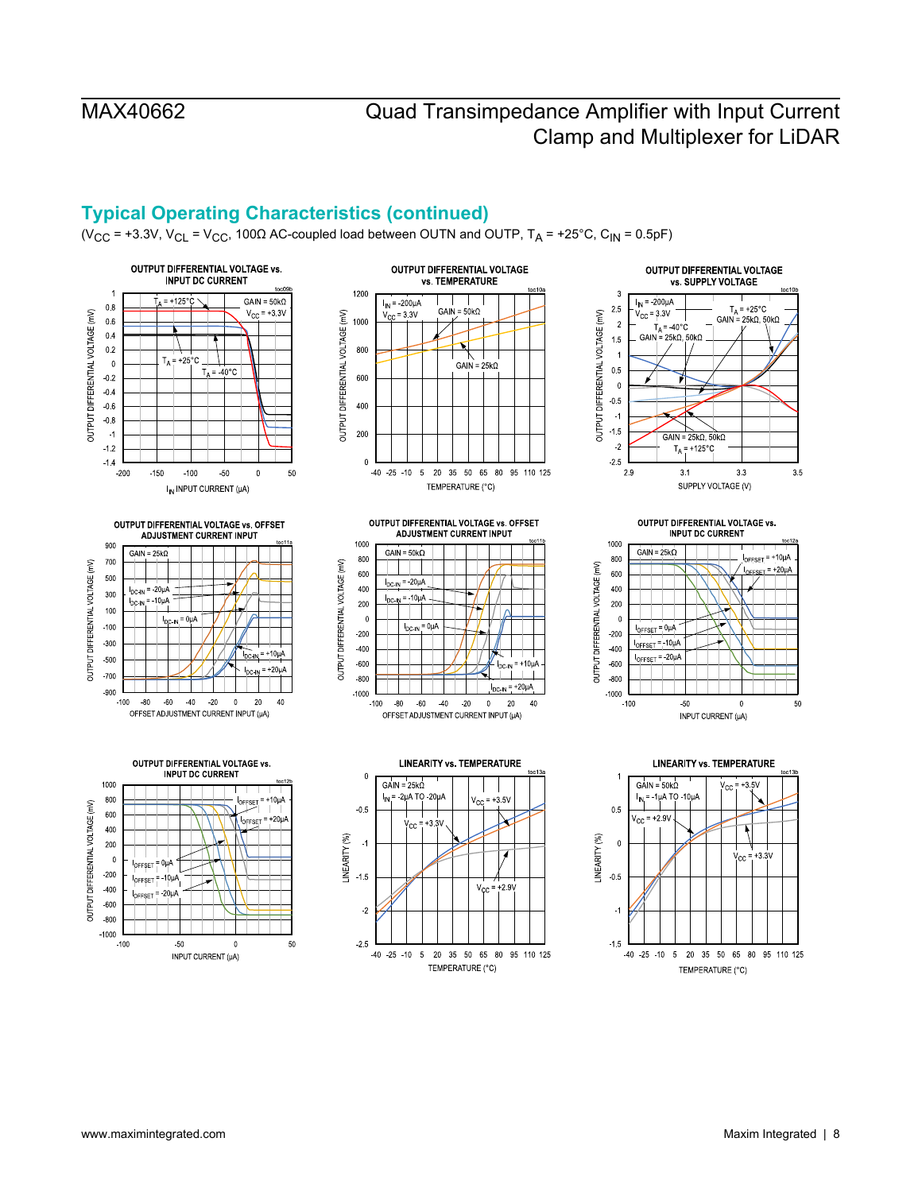## Typical Operating Characteristics (continued)

($V_{CC}$ = +3.3V, $V_{CL}$ = $V_{CC}$, 100Ω AC-coupled load between OUTN and OUTP, $T_A$ = +25°C, $C_{IN}$ = 0.5pF)

OUTPUT DIFFERENTIAL VOLTAGE vs. INPUT DC CURRENT

OUTPUT DIFFERENTIAL VOLTAGE vs. TEMPERATURE

OUTPUT DIFFERENTIAL VOLTAGE vs. SUPPLY VOLTAGE

OUTPUT DIFFERENTIAL VOLTAGE vs. OFFSET ADJUSTMENT CURRENT INPUT

OUTPUT DIFFERENTIAL VOLTAGE vs. OFFSET ADJUSTMENT CURRENT INPUT

OUTPUT DIFFERENTIAL VOLTAGE vs. INPUT DC CURRENT

OUTPUT DIFFERENTIAL VOLTAGE vs. INPUT DC CURRENT

LINEARITY vs. TEMPERATURE

LINEARITY vs. TEMPERATURE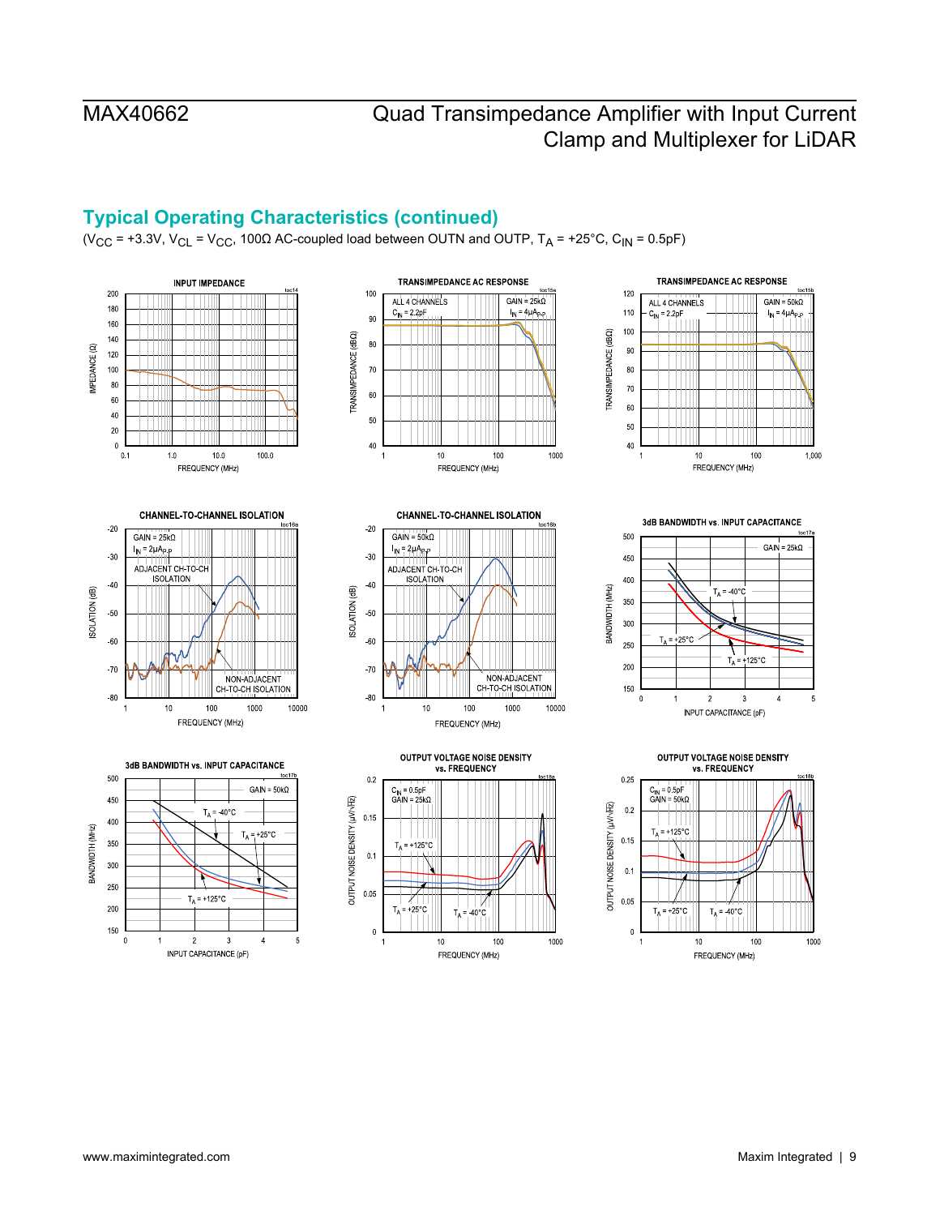## Typical Operating Characteristics (continued)

($V_{CC}$ = +3.3V, $V_{CL}$ = $V_{CC}$, 100Ω AC-coupled load between OUTN and OUTP, $T_A$ = +25°C, $C_{IN}$ = 0.5pF)

INPUT IMPEDANCE (toc14)

TRANSIMPEDANCE AC RESPONSE (toc15a) — ALL 4 CHANNELS, $C_{IN}$ = 2.2pF, GAIN = 25kΩ, $I_{IN}$ = 4µA$_{P-P}$

TRANSIMPEDANCE AC RESPONSE (toc15b) — ALL 4 CHANNELS, $C_{IN}$ = 2.2pF, GAIN = 50kΩ, $I_{IN}$ = 4µA$_{P-P}$

CHANNEL-TO-CHANNEL ISOLATION (toc16a) — GAIN = 25kΩ, $I_{IN}$ = 2µA$_{P-P}$

CHANNEL-TO-CHANNEL ISOLATION (toc16b) — GAIN = 50kΩ, $I_{IN}$ = 2µA$_{P-P}$

3dB BANDWIDTH vs. INPUT CAPACITANCE (toc17a) — GAIN = 25kΩ

3dB BANDWIDTH vs. INPUT CAPACITANCE (toc17b) — GAIN = 50kΩ

OUTPUT VOLTAGE NOISE DENSITY vs. FREQUENCY (toc18a) — $C_{IN}$ = 0.5pF, GAIN = 25kΩ

OUTPUT VOLTAGE NOISE DENSITY vs. FREQUENCY (toc18b) — $C_{IN}$ = 0.5pF, GAIN = 50kΩ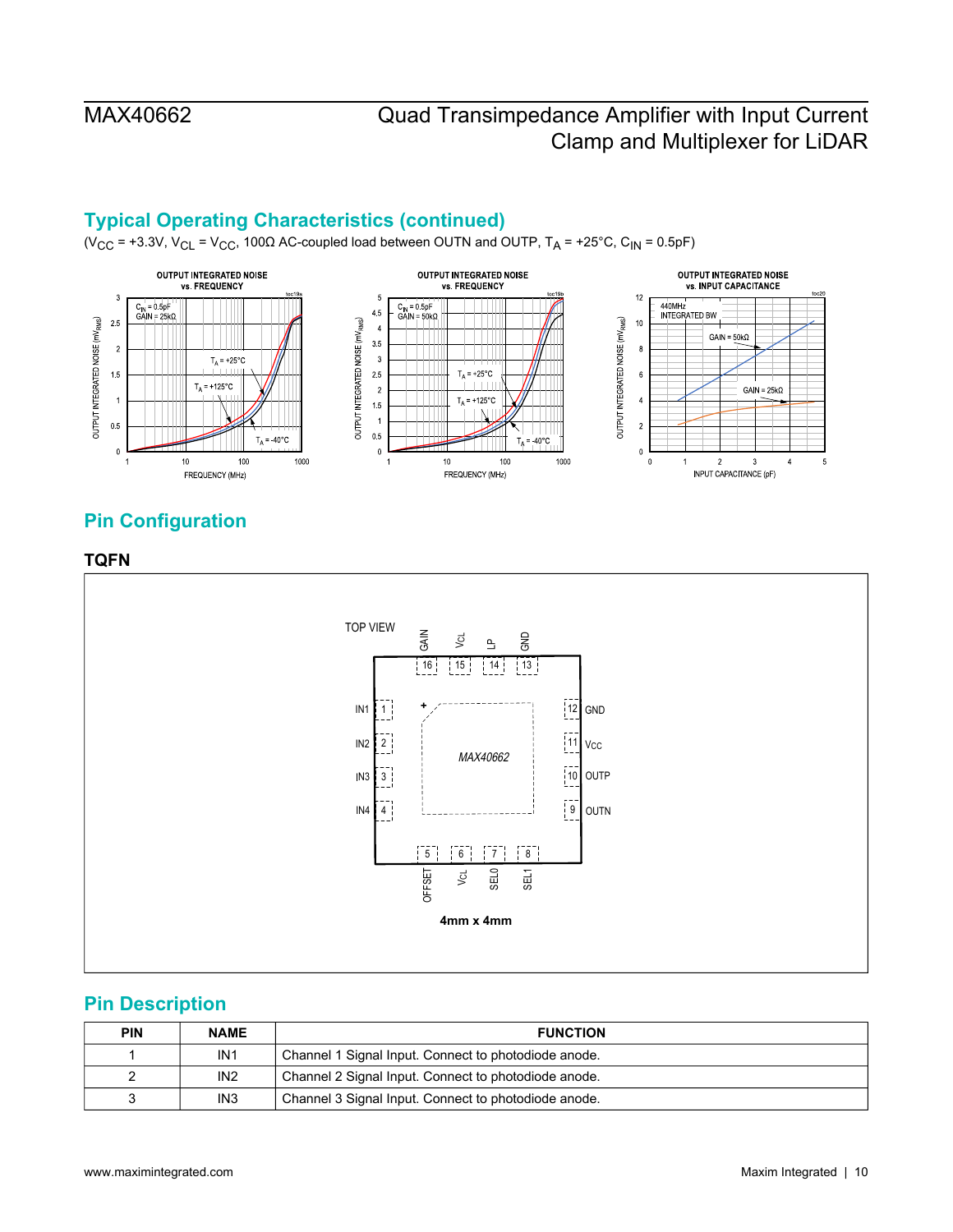## Typical Operating Characteristics (continued)

($V_{CC}$ = +3.3V, $V_{CL}$ = $V_{CC}$, 100Ω AC-coupled load between OUTN and OUTP, $T_A$ = +25°C, $C_{IN}$ = 0.5pF)

## Pin Configuration

### TQFN

## Pin Description

| PIN | NAME | FUNCTION |
|---|---|---|
| 1 | IN1 | Channel 1 Signal Input. Connect to photodiode anode. |
| 2 | IN2 | Channel 2 Signal Input. Connect to photodiode anode. |
| 3 | IN3 | Channel 3 Signal Input. Connect to photodiode anode. |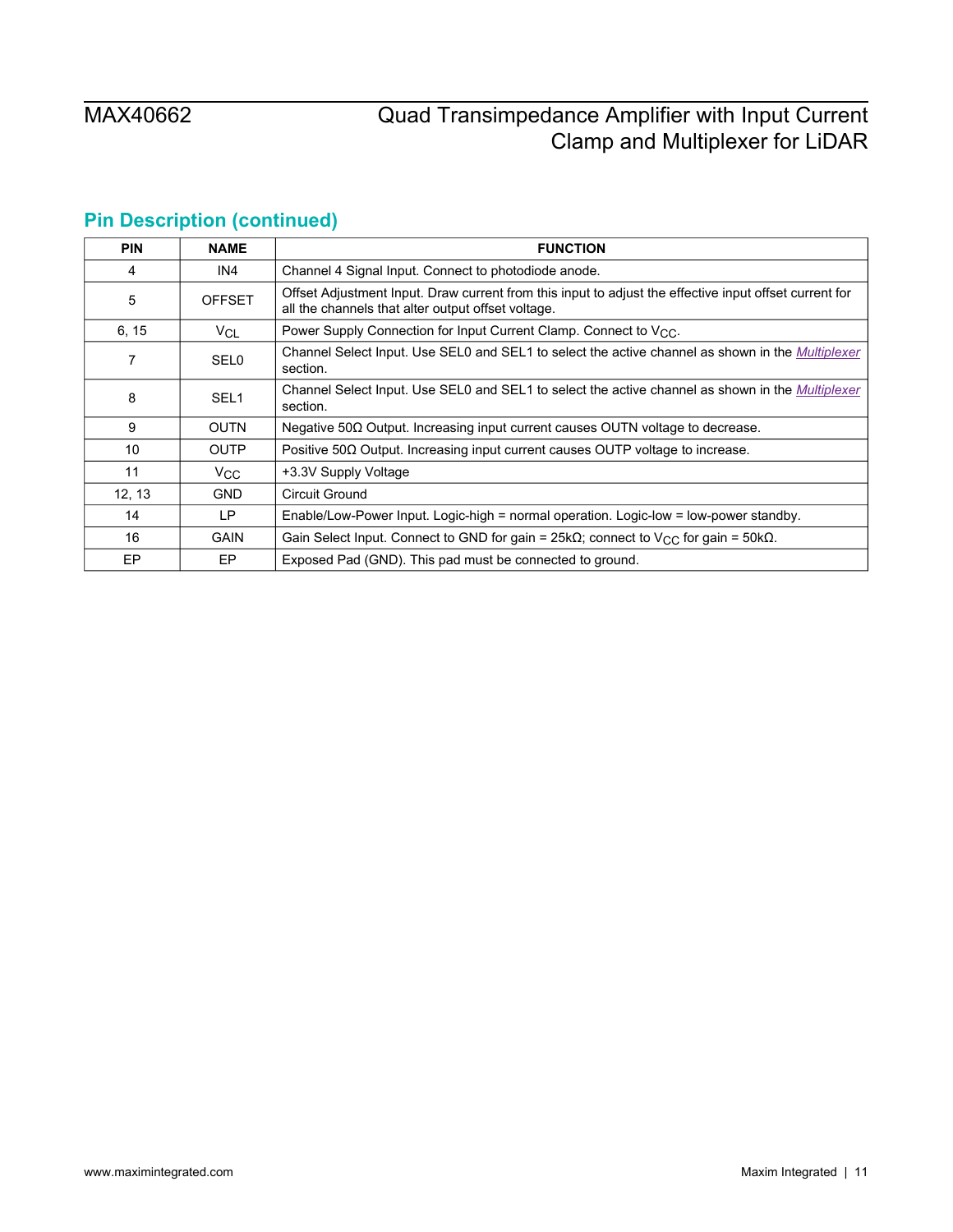## Pin Description (continued)

| PIN | NAME | FUNCTION |
|---|---|---|
| 4 | IN4 | Channel 4 Signal Input. Connect to photodiode anode. |
| 5 | OFFSET | Offset Adjustment Input. Draw current from this input to adjust the effective input offset current for all the channels that alter output offset voltage. |
| 6, 15 | $V_{CL}$ | Power Supply Connection for Input Current Clamp. Connect to $V_{CC}$. |
| 7 | SEL0 | Channel Select Input. Use SEL0 and SEL1 to select the active channel as shown in the *Multiplexer* section. |
| 8 | SEL1 | Channel Select Input. Use SEL0 and SEL1 to select the active channel as shown in the *Multiplexer* section. |
| 9 | OUTN | Negative 50Ω Output. Increasing input current causes OUTN voltage to decrease. |
| 10 | OUTP | Positive 50Ω Output. Increasing input current causes OUTP voltage to increase. |
| 11 | $V_{CC}$ | +3.3V Supply Voltage |
| 12, 13 | GND | Circuit Ground |
| 14 | LP | Enable/Low-Power Input. Logic-high = normal operation. Logic-low = low-power standby. |
| 16 | GAIN | Gain Select Input. Connect to GND for gain = 25kΩ; connect to $V_{CC}$ for gain = 50kΩ. |
| EP | EP | Exposed Pad (GND). This pad must be connected to ground. |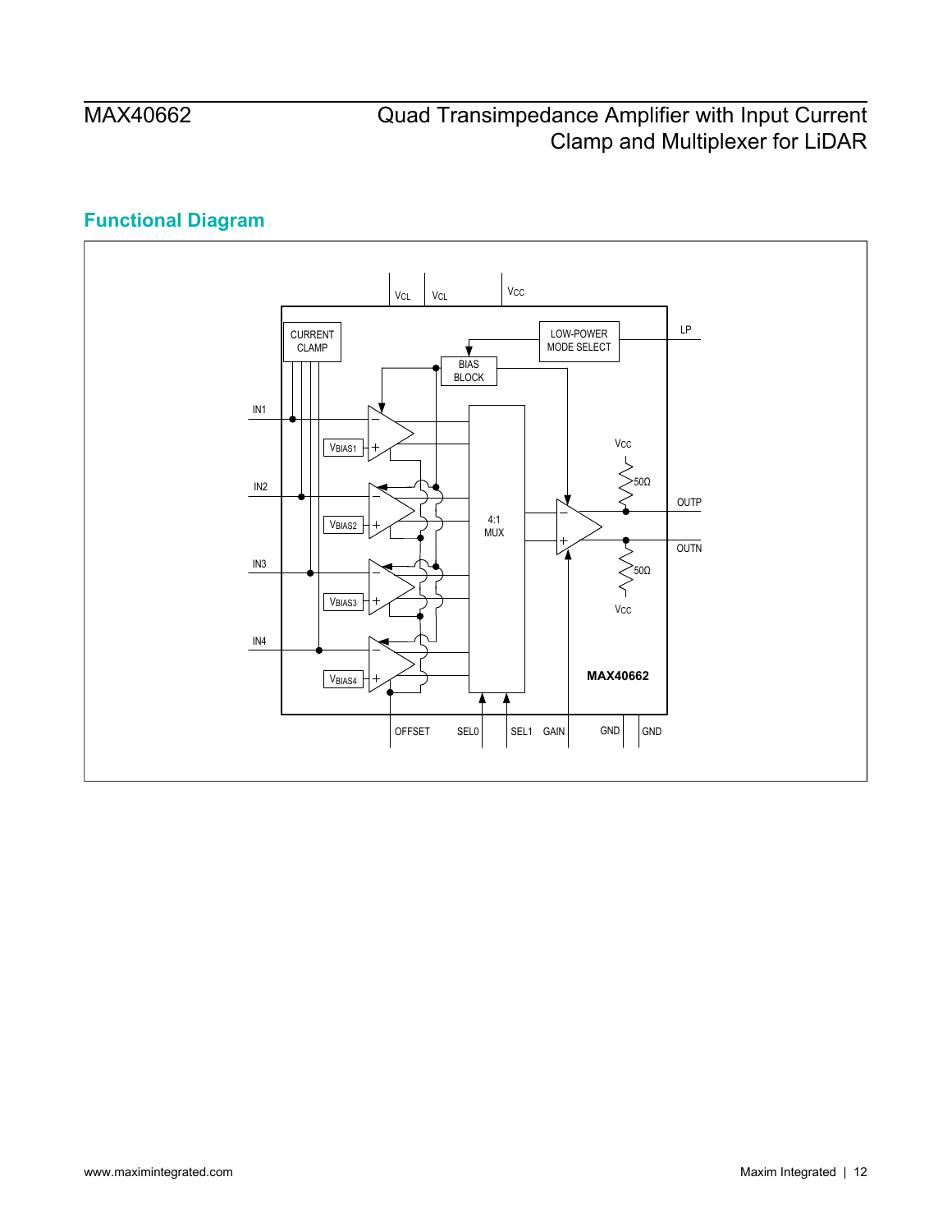## Functional Diagram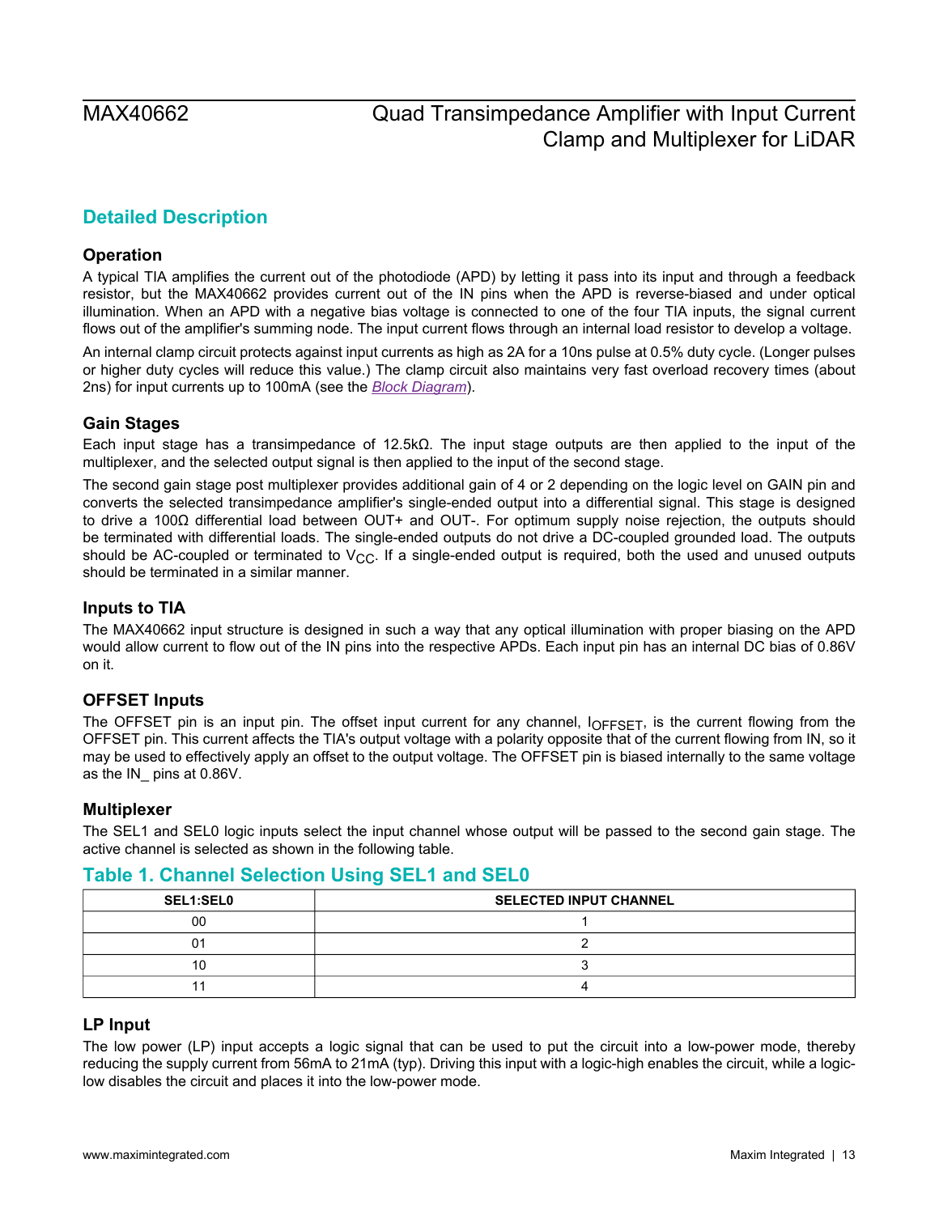## Detailed Description

### Operation

A typical TIA amplifies the current out of the photodiode (APD) by letting it pass into its input and through a feedback resistor, but the MAX40662 provides current out of the IN pins when the APD is reverse-biased and under optical illumination. When an APD with a negative bias voltage is connected to one of the four TIA inputs, the signal current flows out of the amplifier's summing node. The input current flows through an internal load resistor to develop a voltage.

An internal clamp circuit protects against input currents as high as 2A for a 10ns pulse at 0.5% duty cycle. (Longer pulses or higher duty cycles will reduce this value.) The clamp circuit also maintains very fast overload recovery times (about 2ns) for input currents up to 100mA (see the *Block Diagram*).

### Gain Stages

Each input stage has a transimpedance of 12.5kΩ. The input stage outputs are then applied to the input of the multiplexer, and the selected output signal is then applied to the input of the second stage.

The second gain stage post multiplexer provides additional gain of 4 or 2 depending on the logic level on GAIN pin and converts the selected transimpedance amplifier's single-ended output into a differential signal. This stage is designed to drive a 100Ω differential load between OUT+ and OUT-. For optimum supply noise rejection, the outputs should be terminated with differential loads. The single-ended outputs do not drive a DC-coupled grounded load. The outputs should be AC-coupled or terminated to $V_{CC}$. If a single-ended output is required, both the used and unused outputs should be terminated in a similar manner.

### Inputs to TIA

The MAX40662 input structure is designed in such a way that any optical illumination with proper biasing on the APD would allow current to flow out of the IN pins into the respective APDs. Each input pin has an internal DC bias of 0.86V on it.

### OFFSET Inputs

The OFFSET pin is an input pin. The offset input current for any channel, $I_{OFFSET}$, is the current flowing from the OFFSET pin. This current affects the TIA's output voltage with a polarity opposite that of the current flowing from IN, so it may be used to effectively apply an offset to the output voltage. The OFFSET pin is biased internally to the same voltage as the IN_ pins at 0.86V.

### Multiplexer

The SEL1 and SEL0 logic inputs select the input channel whose output will be passed to the second gain stage. The active channel is selected as shown in the following table.

## Table 1. Channel Selection Using SEL1 and SEL0

| SEL1:SEL0 | SELECTED INPUT CHANNEL |
|---|---|
| 00 | 1 |
| 01 | 2 |
| 10 | 3 |
| 11 | 4 |

### LP Input

The low power (LP) input accepts a logic signal that can be used to put the circuit into a low-power mode, thereby reducing the supply current from 56mA to 21mA (typ). Driving this input with a logic-high enables the circuit, while a logic-low disables the circuit and places it into the low-power mode.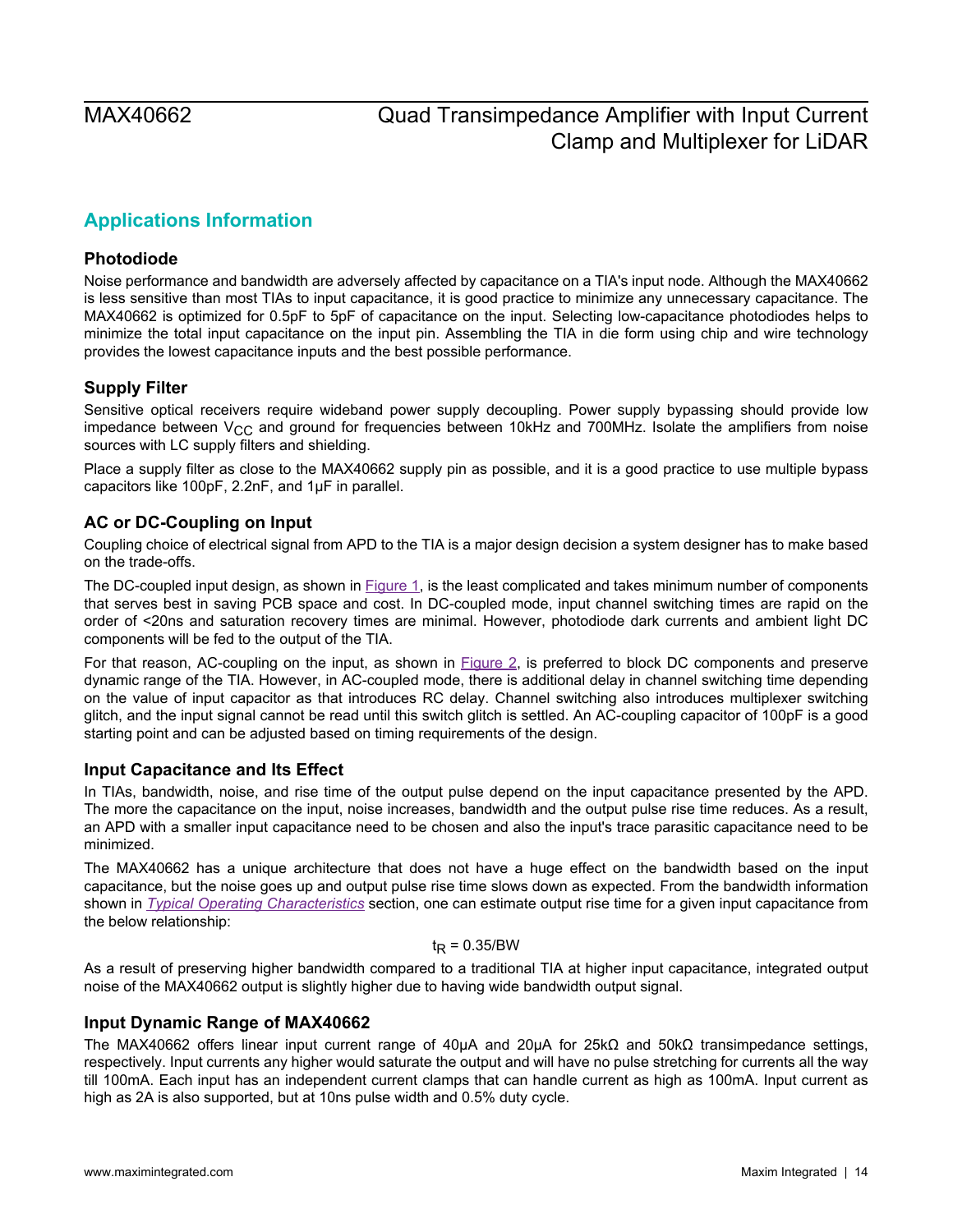## Applications Information

### Photodiode

Noise performance and bandwidth are adversely affected by capacitance on a TIA's input node. Although the MAX40662 is less sensitive than most TIAs to input capacitance, it is good practice to minimize any unnecessary capacitance. The MAX40662 is optimized for 0.5pF to 5pF of capacitance on the input. Selecting low-capacitance photodiodes helps to minimize the total input capacitance on the input pin. Assembling the TIA in die form using chip and wire technology provides the lowest capacitance inputs and the best possible performance.

### Supply Filter

Sensitive optical receivers require wideband power supply decoupling. Power supply bypassing should provide low impedance between $V_{CC}$ and ground for frequencies between 10kHz and 700MHz. Isolate the amplifiers from noise sources with LC supply filters and shielding.

Place a supply filter as close to the MAX40662 supply pin as possible, and it is a good practice to use multiple bypass capacitors like 100pF, 2.2nF, and 1μF in parallel.

### AC or DC-Coupling on Input

Coupling choice of electrical signal from APD to the TIA is a major design decision a system designer has to make based on the trade-offs.

The DC-coupled input design, as shown in Figure 1, is the least complicated and takes minimum number of components that serves best in saving PCB space and cost. In DC-coupled mode, input channel switching times are rapid on the order of <20ns and saturation recovery times are minimal. However, photodiode dark currents and ambient light DC components will be fed to the output of the TIA.

For that reason, AC-coupling on the input, as shown in Figure 2, is preferred to block DC components and preserve dynamic range of the TIA. However, in AC-coupled mode, there is additional delay in channel switching time depending on the value of input capacitor as that introduces RC delay. Channel switching also introduces multiplexer switching glitch, and the input signal cannot be read until this switch glitch is settled. An AC-coupling capacitor of 100pF is a good starting point and can be adjusted based on timing requirements of the design.

### Input Capacitance and Its Effect

In TIAs, bandwidth, noise, and rise time of the output pulse depend on the input capacitance presented by the APD. The more the capacitance on the input, noise increases, bandwidth and the output pulse rise time reduces. As a result, an APD with a smaller input capacitance need to be chosen and also the input's trace parasitic capacitance need to be minimized.

The MAX40662 has a unique architecture that does not have a huge effect on the bandwidth based on the input capacitance, but the noise goes up and output pulse rise time slows down as expected. From the bandwidth information shown in *Typical Operating Characteristics* section, one can estimate output rise time for a given input capacitance from the below relationship:

$$t_R = 0.35/BW$$

As a result of preserving higher bandwidth compared to a traditional TIA at higher input capacitance, integrated output noise of the MAX40662 output is slightly higher due to having wide bandwidth output signal.

### Input Dynamic Range of MAX40662

The MAX40662 offers linear input current range of 40μA and 20μA for 25kΩ and 50kΩ transimpedance settings, respectively. Input currents any higher would saturate the output and will have no pulse stretching for currents all the way till 100mA. Each input has an independent current clamps that can handle current as high as 100mA. Input current as high as 2A is also supported, but at 10ns pulse width and 0.5% duty cycle.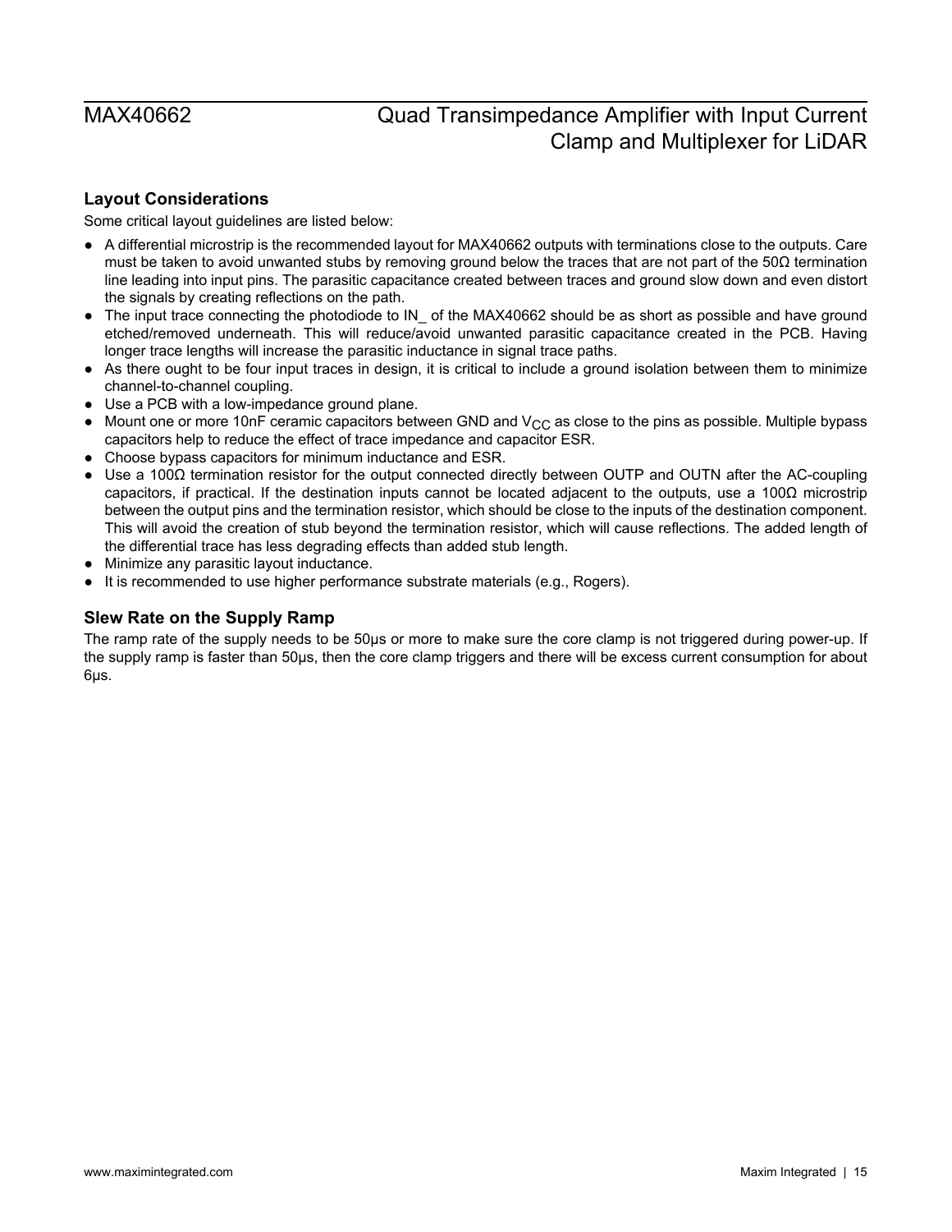## Layout Considerations

Some critical layout guidelines are listed below:

- A differential microstrip is the recommended layout for MAX40662 outputs with terminations close to the outputs. Care must be taken to avoid unwanted stubs by removing ground below the traces that are not part of the 50Ω termination line leading into input pins. The parasitic capacitance created between traces and ground slow down and even distort the signals by creating reflections on the path.
- The input trace connecting the photodiode to IN_ of the MAX40662 should be as short as possible and have ground etched/removed underneath. This will reduce/avoid unwanted parasitic capacitance created in the PCB. Having longer trace lengths will increase the parasitic inductance in signal trace paths.
- As there ought to be four input traces in design, it is critical to include a ground isolation between them to minimize channel-to-channel coupling.
- Use a PCB with a low-impedance ground plane.
- Mount one or more 10nF ceramic capacitors between GND and $V_{CC}$ as close to the pins as possible. Multiple bypass capacitors help to reduce the effect of trace impedance and capacitor ESR.
- Choose bypass capacitors for minimum inductance and ESR.
- Use a 100Ω termination resistor for the output connected directly between OUTP and OUTN after the AC-coupling capacitors, if practical. If the destination inputs cannot be located adjacent to the outputs, use a 100Ω microstrip between the output pins and the termination resistor, which should be close to the inputs of the destination component. This will avoid the creation of stub beyond the termination resistor, which will cause reflections. The added length of the differential trace has less degrading effects than added stub length.
- Minimize any parasitic layout inductance.
- It is recommended to use higher performance substrate materials (e.g., Rogers).

## Slew Rate on the Supply Ramp

The ramp rate of the supply needs to be 50μs or more to make sure the core clamp is not triggered during power-up. If the supply ramp is faster than 50μs, then the core clamp triggers and there will be excess current consumption for about 6μs.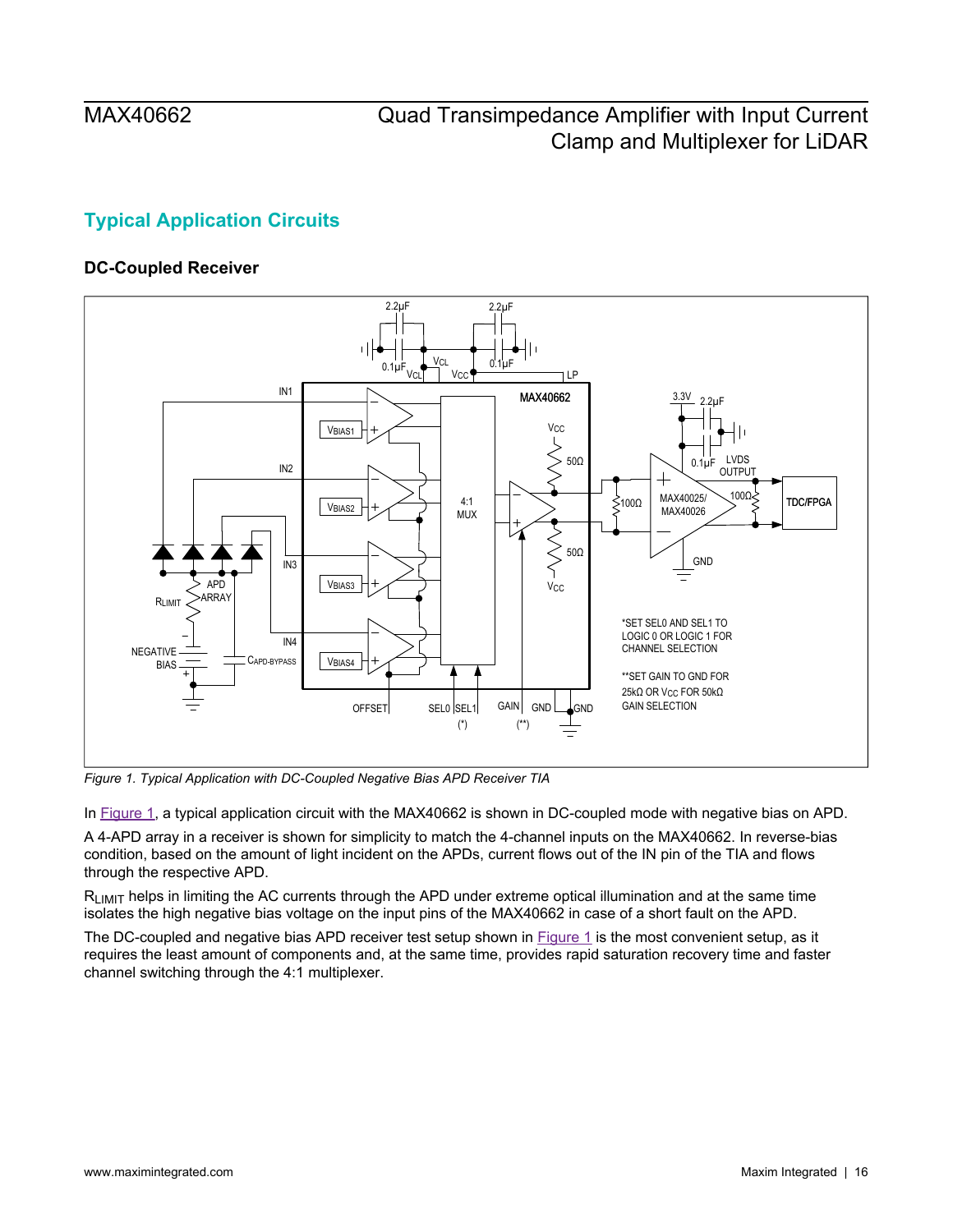## Typical Application Circuits

### DC-Coupled Receiver

*Figure 1. Typical Application with DC-Coupled Negative Bias APD Receiver TIA*

In Figure 1, a typical application circuit with the MAX40662 is shown in DC-coupled mode with negative bias on APD.

A 4-APD array in a receiver is shown for simplicity to match the 4-channel inputs on the MAX40662. In reverse-bias condition, based on the amount of light incident on the APDs, current flows out of the IN pin of the TIA and flows through the respective APD.

$R_{LIMIT}$ helps in limiting the AC currents through the APD under extreme optical illumination and at the same time isolates the high negative bias voltage on the input pins of the MAX40662 in case of a short fault on the APD.

The DC-coupled and negative bias APD receiver test setup shown in Figure 1 is the most convenient setup, as it requires the least amount of components and, at the same time, provides rapid saturation recovery time and faster channel switching through the 4:1 multiplexer.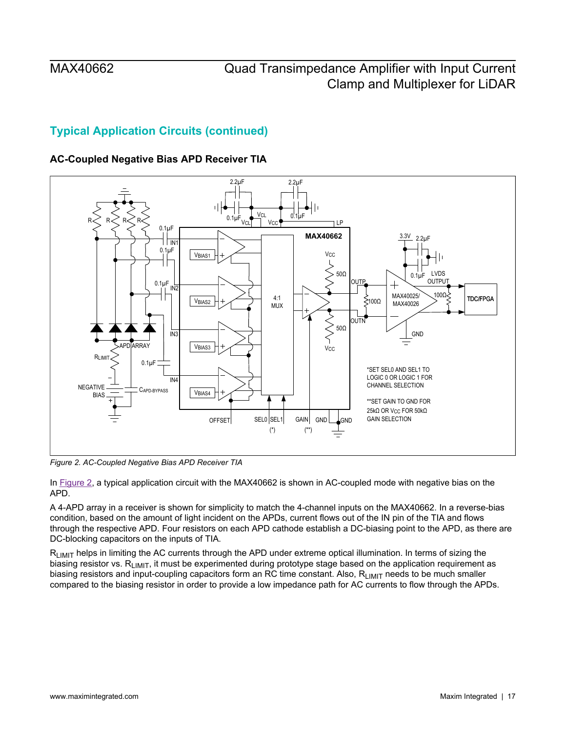## Typical Application Circuits (continued)

### AC-Coupled Negative Bias APD Receiver TIA

*Figure 2. AC-Coupled Negative Bias APD Receiver TIA*

In Figure 2, a typical application circuit with the MAX40662 is shown in AC-coupled mode with negative bias on the APD.

A 4-APD array in a receiver is shown for simplicity to match the 4-channel inputs on the MAX40662. In a reverse-bias condition, based on the amount of light incident on the APDs, current flows out of the IN pin of the TIA and flows through the respective APD. Four resistors on each APD cathode establish a DC-biasing point to the APD, as there are DC-blocking capacitors on the inputs of TIA.

$R_{LIMIT}$ helps in limiting the AC currents through the APD under extreme optical illumination. In terms of sizing the biasing resistor vs. $R_{LIMIT}$, it must be experimented during prototype stage based on the application requirement as biasing resistors and input-coupling capacitors form an RC time constant. Also, $R_{LIMIT}$ needs to be much smaller compared to the biasing resistor in order to provide a low impedance path for AC currents to flow through the APDs.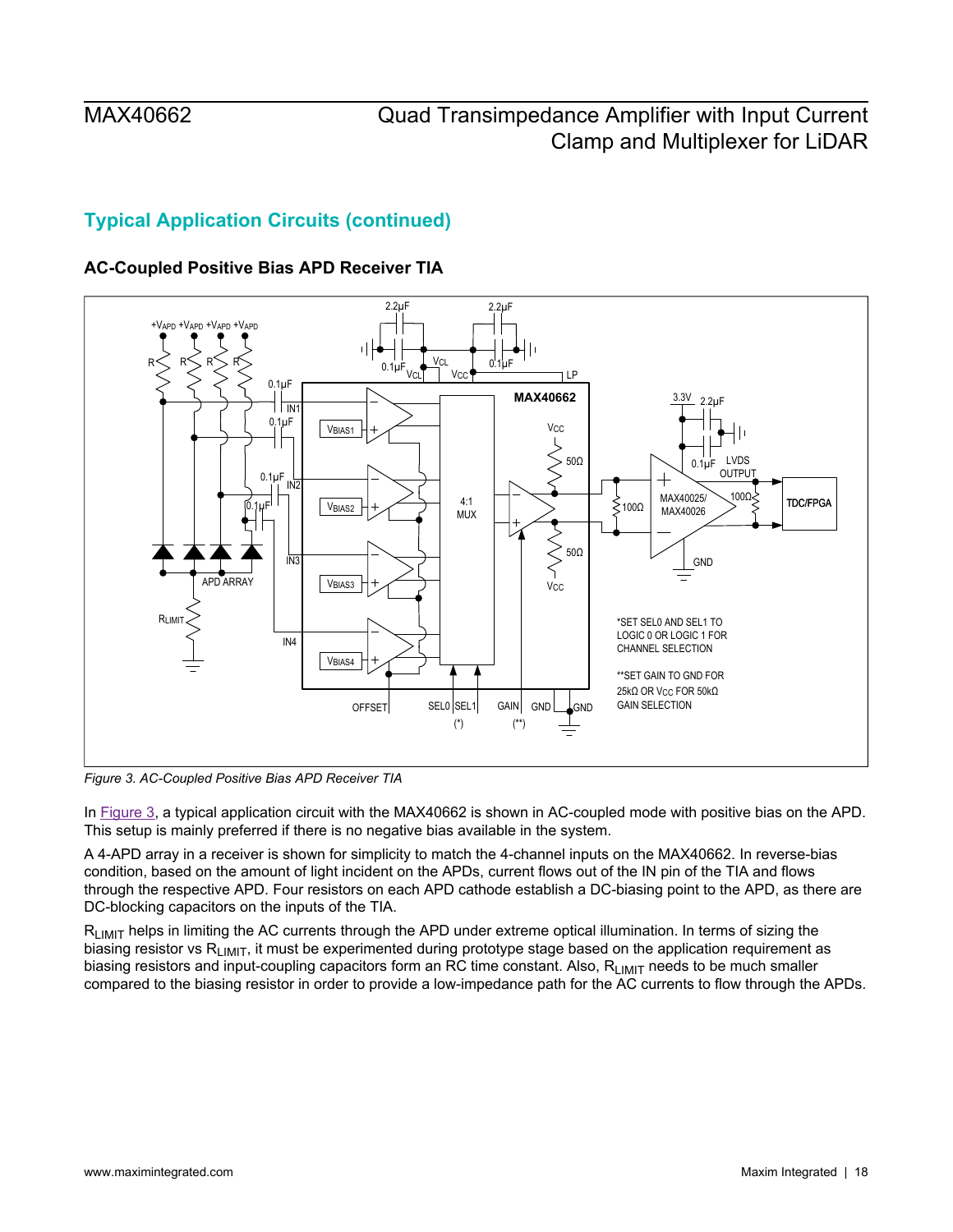## Typical Application Circuits (continued)

### AC-Coupled Positive Bias APD Receiver TIA

*Figure 3. AC-Coupled Positive Bias APD Receiver TIA*

In Figure 3, a typical application circuit with the MAX40662 is shown in AC-coupled mode with positive bias on the APD. This setup is mainly preferred if there is no negative bias available in the system.

A 4-APD array in a receiver is shown for simplicity to match the 4-channel inputs on the MAX40662. In reverse-bias condition, based on the amount of light incident on the APDs, current flows out of the IN pin of the TIA and flows through the respective APD. Four resistors on each APD cathode establish a DC-biasing point to the APD, as there are DC-blocking capacitors on the inputs of the TIA.

$R_{LIMIT}$ helps in limiting the AC currents through the APD under extreme optical illumination. In terms of sizing the biasing resistor vs $R_{LIMIT}$, it must be experimented during prototype stage based on the application requirement as biasing resistors and input-coupling capacitors form an RC time constant. Also, $R_{LIMIT}$ needs to be much smaller compared to the biasing resistor in order to provide a low-impedance path for the AC currents to flow through the APDs.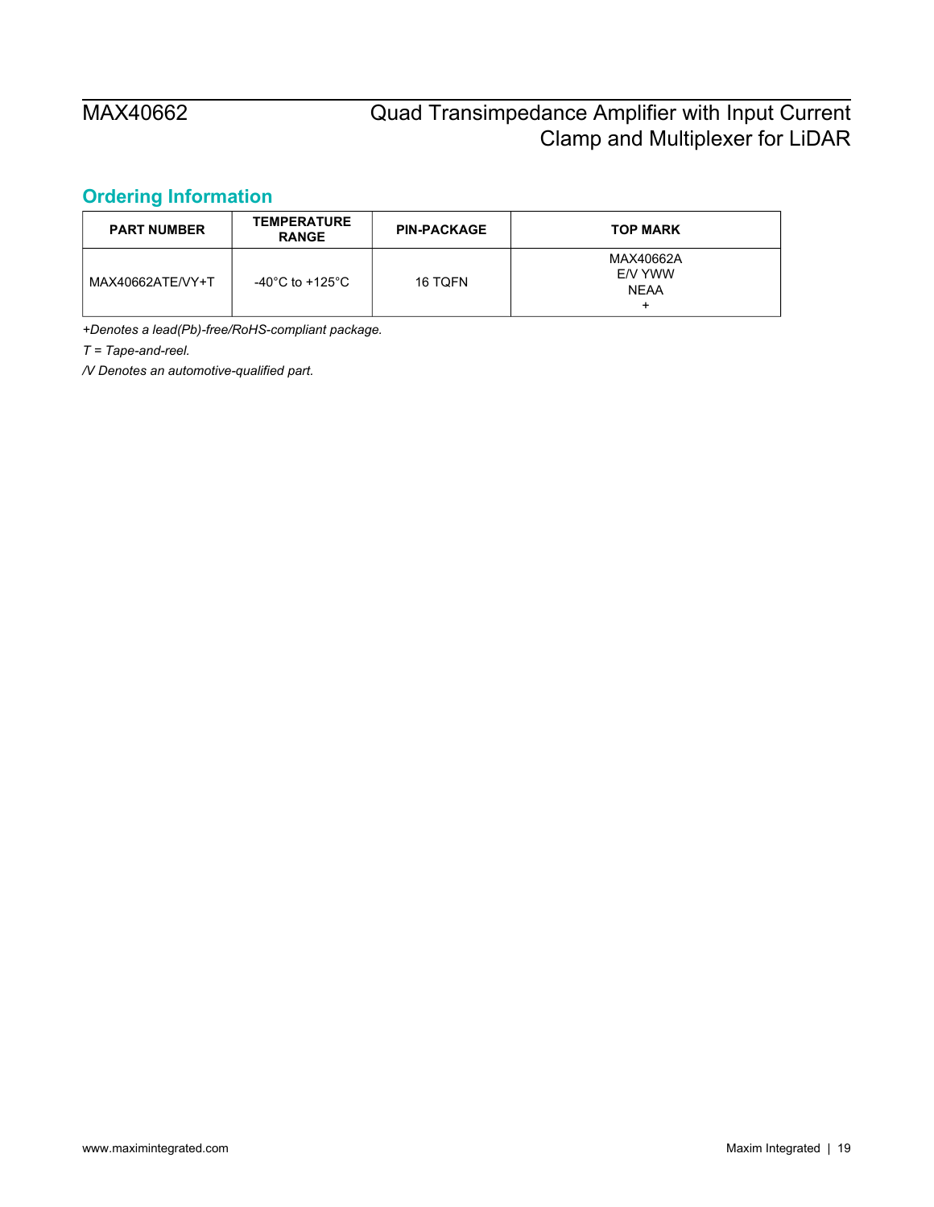## Ordering Information

| PART NUMBER | TEMPERATURE RANGE | PIN-PACKAGE | TOP MARK |
|---|---|---|---|
| MAX40662ATE/VY+T | -40°C to +125°C | 16 TQFN | MAX40662A<br>E/V YWW<br>NEAA<br>+ |

*+Denotes a lead(Pb)-free/RoHS-compliant package.*

*T = Tape-and-reel.*

*/V Denotes an automotive-qualified part.*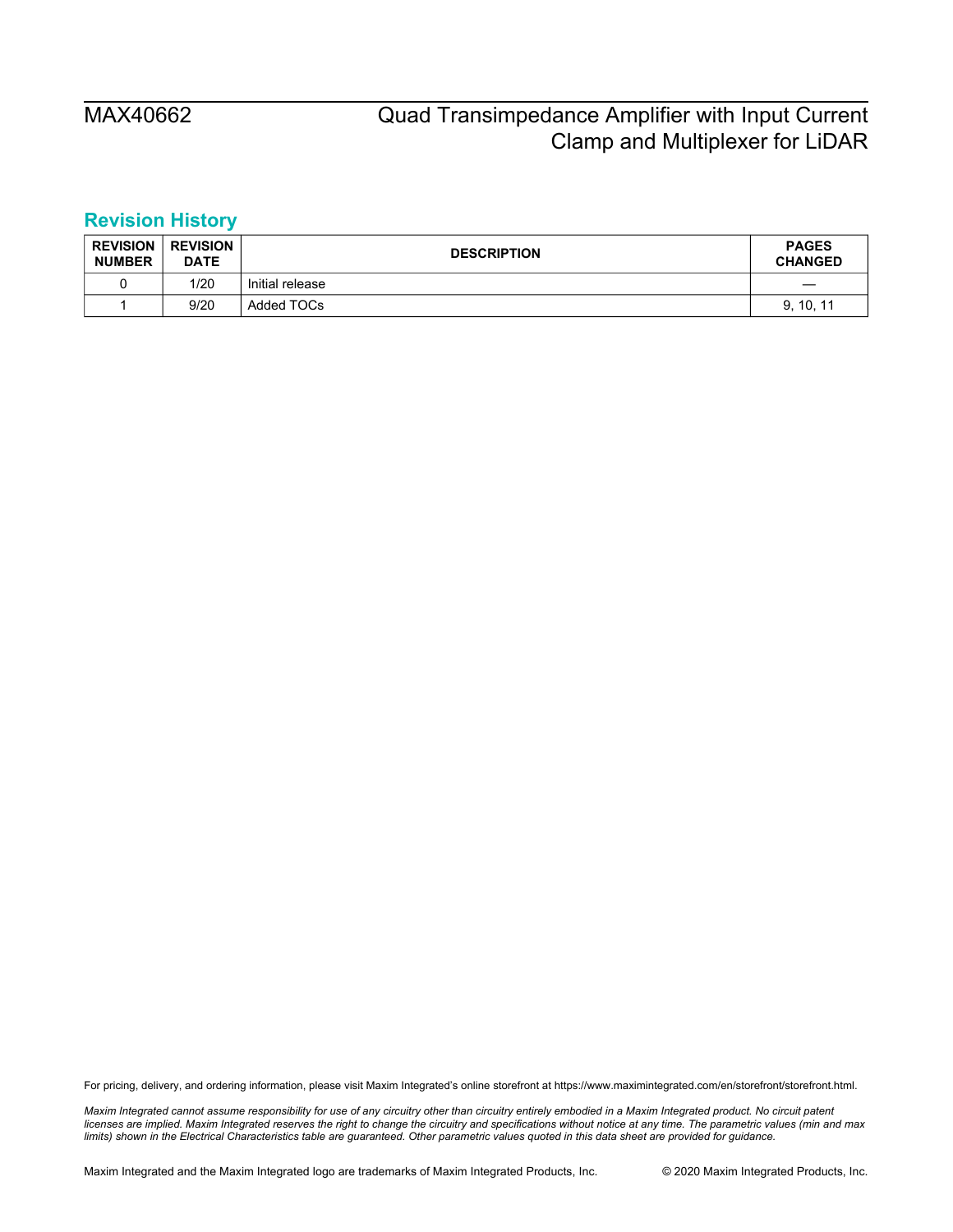## Revision History

| REVISION NUMBER | REVISION DATE | DESCRIPTION | PAGES CHANGED |
|---|---|---|---|
| 0 | 1/20 | Initial release | — |
| 1 | 9/20 | Added TOCs | 9, 10, 11 |

For pricing, delivery, and ordering information, please visit Maxim Integrated's online storefront at https://www.maximintegrated.com/en/storefront/storefront.html.

*Maxim Integrated cannot assume responsibility for use of any circuitry other than circuitry entirely embodied in a Maxim Integrated product. No circuit patent licenses are implied. Maxim Integrated reserves the right to change the circuitry and specifications without notice at any time. The parametric values (min and max limits) shown in the Electrical Characteristics table are guaranteed. Other parametric values quoted in this data sheet are provided for guidance.*

Maxim Integrated and the Maxim Integrated logo are trademarks of Maxim Integrated Products, Inc. © 2020 Maxim Integrated Products, Inc.